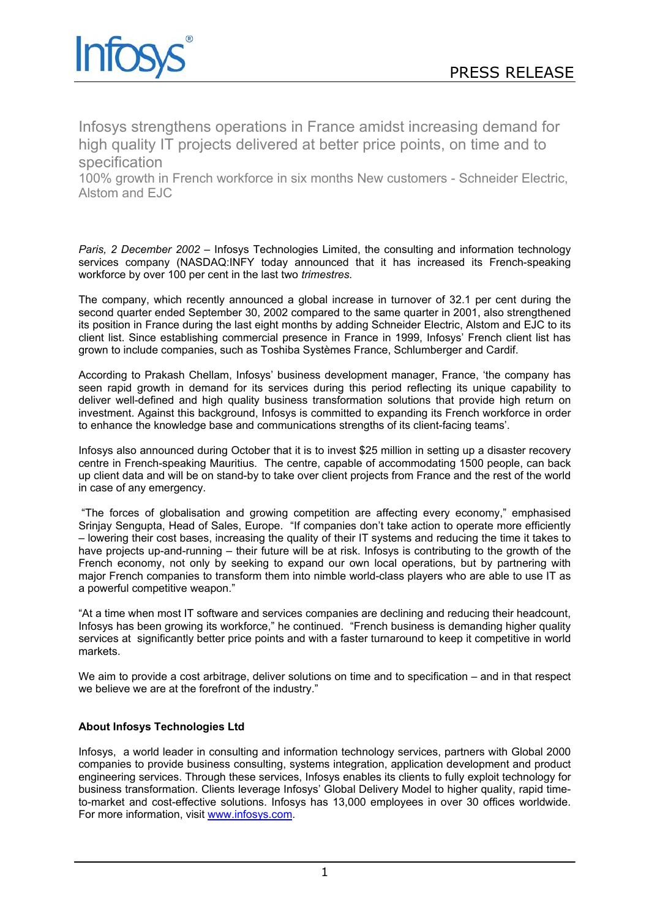# Infosys strengthens operations in France amidst increasing demand for high quality IT projects delivered at better price points, on time and to specification

## 100% growth in French workforce in six months New customers - Schneider Electric, Alstom and EJC

*Paris, 2 December 2002* – Infosys Technologies Limited, the consulting and information technology services company (NASDAQ:INFY today announced that it has increased its French-speaking workforce by over 100 per cent in the last two *trimestres.*

The company, which recently announced a global increase in turnover of 32.1 per cent during the second quarter ended September 30, 2002 compared to the same quarter in 2001, also strengthened its position in France during the last eight months by adding Schneider Electric, Alstom and EJC to its client list. Since establishing commercial presence in France in 1999, Infosys' French client list has grown to include companies, such as Toshiba Systèmes France, Schlumberger and Cardif.

According to Prakash Chellam, Infosys' business development manager, France, 'the company has seen rapid growth in demand for its services during this period reflecting its unique capability to deliver well-defined and high quality business transformation solutions that provide high return on investment. Against this background, Infosys is committed to expanding its French workforce in order to enhance the knowledge base and communications strengths of its client-facing teams'.

Infosys also announced during October that it is to invest $25 million in setting up a disaster recovery centre in French-speaking Mauritius. The centre, capable of accommodating 1500 people, can back up client data and will be on stand-by to take over client projects from France and the rest of the world in case of any emergency.

"The forces of globalisation and growing competition are affecting every economy," emphasised Srinjay Sengupta, Head of Sales, Europe. "If companies don't take action to operate more efficiently – lowering their cost bases, increasing the quality of their IT systems and reducing the time it takes to have projects up-and-running – their future will be at risk. Infosys is contributing to the growth of the French economy, not only by seeking to expand our own local operations, but by partnering with major French companies to transform them into nimble world-class players who are able to use IT as a powerful competitive weapon."

"At a time when most IT software and services companies are declining and reducing their headcount, Infosys has been growing its workforce," he continued. "French business is demanding higher quality services at significantly better price points and with a faster turnaround to keep it competitive in world markets.

We aim to provide a cost arbitrage, deliver solutions on time and to specification – and in that respect we believe we are at the forefront of the industry."

**About Infosys Technologies Ltd**

Infosys, a world leader in consulting and information technology services, partners with Global 2000 companies to provide business consulting, systems integration, application development and product engineering services. Through these services, Infosys enables its clients to fully exploit technology for business transformation. Clients leverage Infosys' Global Delivery Model to higher quality, rapid time-to-market and cost-effective solutions. Infosys has 13,000 employees in over 30 offices worldwide. For more information, visit www.infosys.com.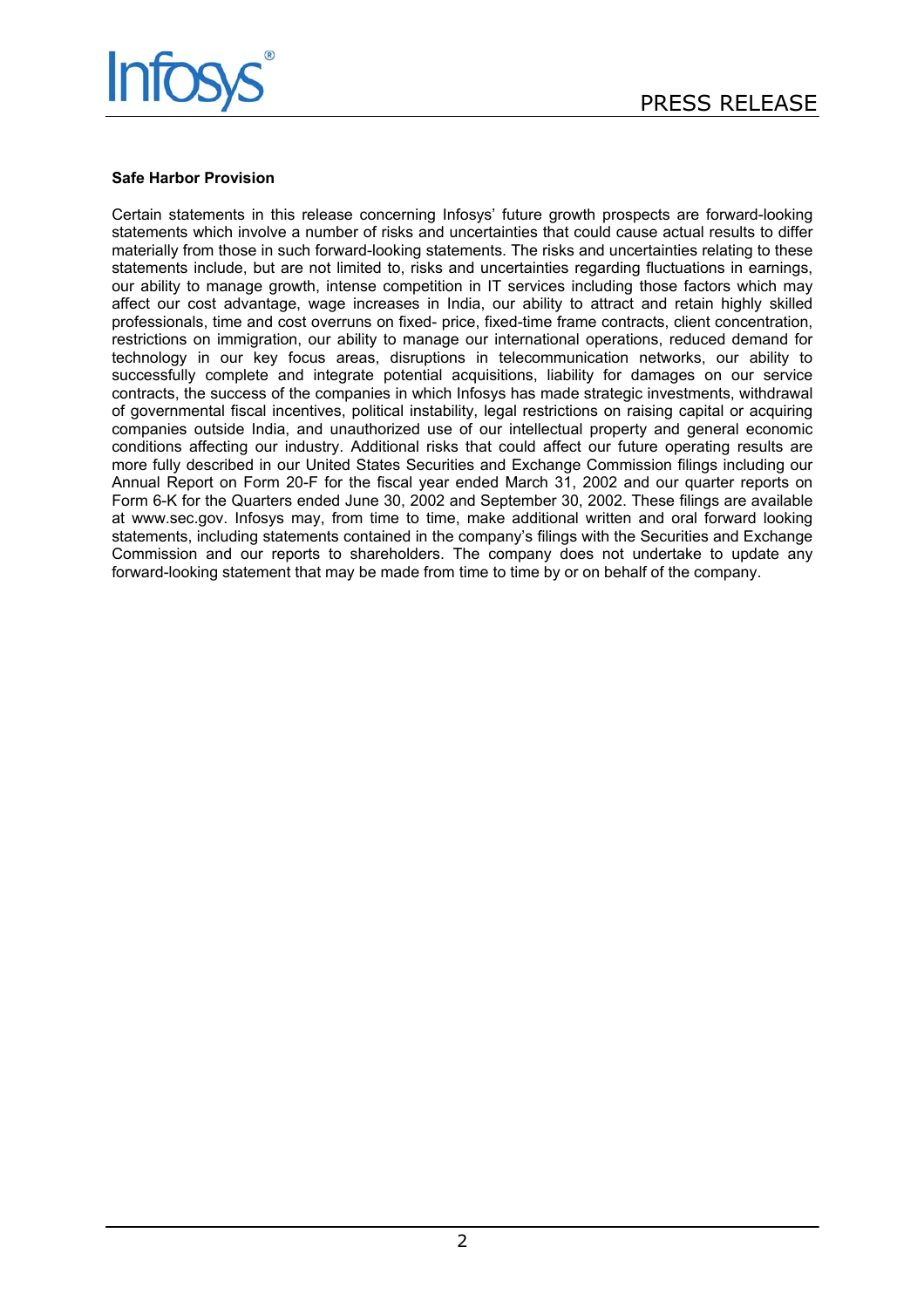**Safe Harbor Provision**

Certain statements in this release concerning Infosys' future growth prospects are forward-looking statements which involve a number of risks and uncertainties that could cause actual results to differ materially from those in such forward-looking statements. The risks and uncertainties relating to these statements include, but are not limited to, risks and uncertainties regarding fluctuations in earnings, our ability to manage growth, intense competition in IT services including those factors which may affect our cost advantage, wage increases in India, our ability to attract and retain highly skilled professionals, time and cost overruns on fixed- price, fixed-time frame contracts, client concentration, restrictions on immigration, our ability to manage our international operations, reduced demand for technology in our key focus areas, disruptions in telecommunication networks, our ability to successfully complete and integrate potential acquisitions, liability for damages on our service contracts, the success of the companies in which Infosys has made strategic investments, withdrawal of governmental fiscal incentives, political instability, legal restrictions on raising capital or acquiring companies outside India, and unauthorized use of our intellectual property and general economic conditions affecting our industry. Additional risks that could affect our future operating results are more fully described in our United States Securities and Exchange Commission filings including our Annual Report on Form 20-F for the fiscal year ended March 31, 2002 and our quarter reports on Form 6-K for the Quarters ended June 30, 2002 and September 30, 2002. These filings are available at www.sec.gov. Infosys may, from time to time, make additional written and oral forward looking statements, including statements contained in the company's filings with the Securities and Exchange Commission and our reports to shareholders. The company does not undertake to update any forward-looking statement that may be made from time to time by or on behalf of the company.